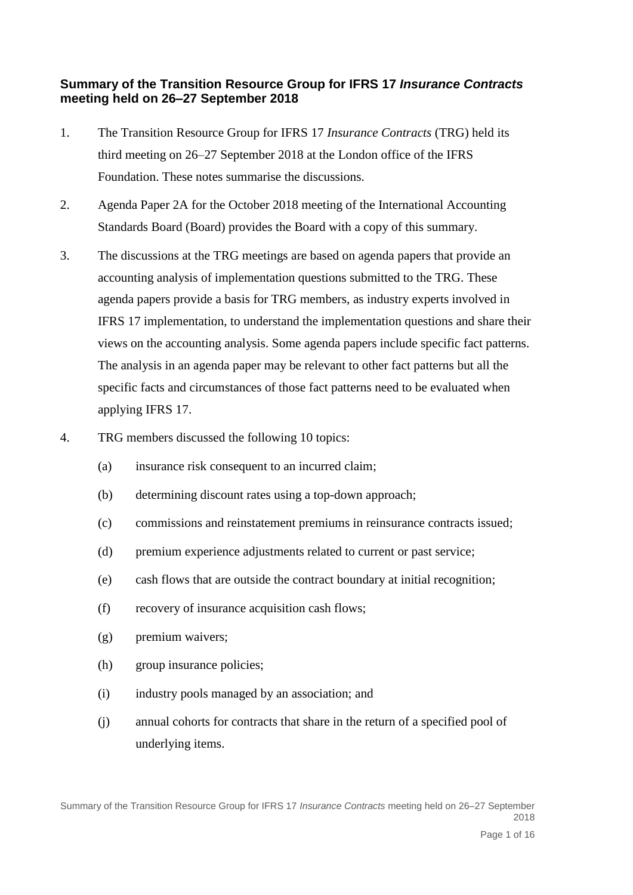**Summary of the Transition Resource Group for IFRS 17 *Insurance Contracts* meeting held on 26–27 September 2018**

1. The Transition Resource Group for IFRS 17 *Insurance Contracts* (TRG) held its third meeting on 26–27 September 2018 at the London office of the IFRS Foundation. These notes summarise the discussions.

2. Agenda Paper 2A for the October 2018 meeting of the International Accounting Standards Board (Board) provides the Board with a copy of this summary.

3. The discussions at the TRG meetings are based on agenda papers that provide an accounting analysis of implementation questions submitted to the TRG. These agenda papers provide a basis for TRG members, as industry experts involved in IFRS 17 implementation, to understand the implementation questions and share their views on the accounting analysis. Some agenda papers include specific fact patterns. The analysis in an agenda paper may be relevant to other fact patterns but all the specific facts and circumstances of those fact patterns need to be evaluated when applying IFRS 17.

4. TRG members discussed the following 10 topics:

   (a) insurance risk consequent to an incurred claim;

   (b) determining discount rates using a top-down approach;

   (c) commissions and reinstatement premiums in reinsurance contracts issued;

   (d) premium experience adjustments related to current or past service;

   (e) cash flows that are outside the contract boundary at initial recognition;

   (f) recovery of insurance acquisition cash flows;

   (g) premium waivers;

   (h) group insurance policies;

   (i) industry pools managed by an association; and

   (j) annual cohorts for contracts that share in the return of a specified pool of underlying items.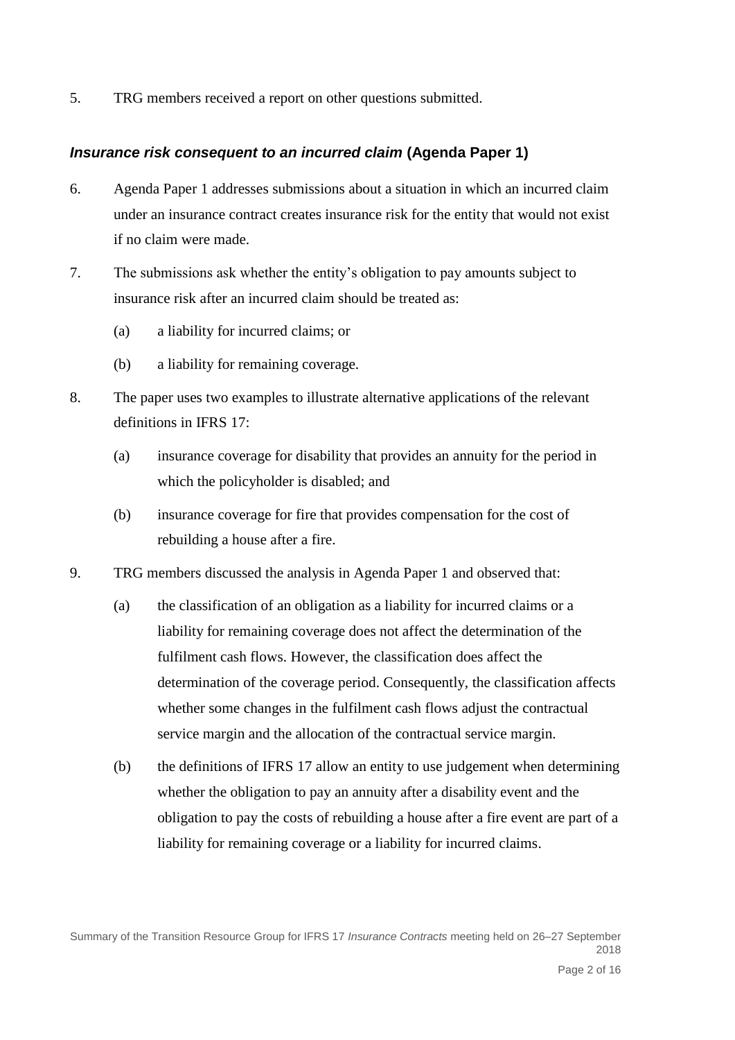5. TRG members received a report on other questions submitted.

### *Insurance risk consequent to an incurred claim* (Agenda Paper 1)

6. Agenda Paper 1 addresses submissions about a situation in which an incurred claim under an insurance contract creates insurance risk for the entity that would not exist if no claim were made.

7. The submissions ask whether the entity's obligation to pay amounts subject to insurance risk after an incurred claim should be treated as:

   (a) a liability for incurred claims; or

   (b) a liability for remaining coverage.

8. The paper uses two examples to illustrate alternative applications of the relevant definitions in IFRS 17:

   (a) insurance coverage for disability that provides an annuity for the period in which the policyholder is disabled; and

   (b) insurance coverage for fire that provides compensation for the cost of rebuilding a house after a fire.

9. TRG members discussed the analysis in Agenda Paper 1 and observed that:

   (a) the classification of an obligation as a liability for incurred claims or a liability for remaining coverage does not affect the determination of the fulfilment cash flows. However, the classification does affect the determination of the coverage period. Consequently, the classification affects whether some changes in the fulfilment cash flows adjust the contractual service margin and the allocation of the contractual service margin.

   (b) the definitions of IFRS 17 allow an entity to use judgement when determining whether the obligation to pay an annuity after a disability event and the obligation to pay the costs of rebuilding a house after a fire event are part of a liability for remaining coverage or a liability for incurred claims.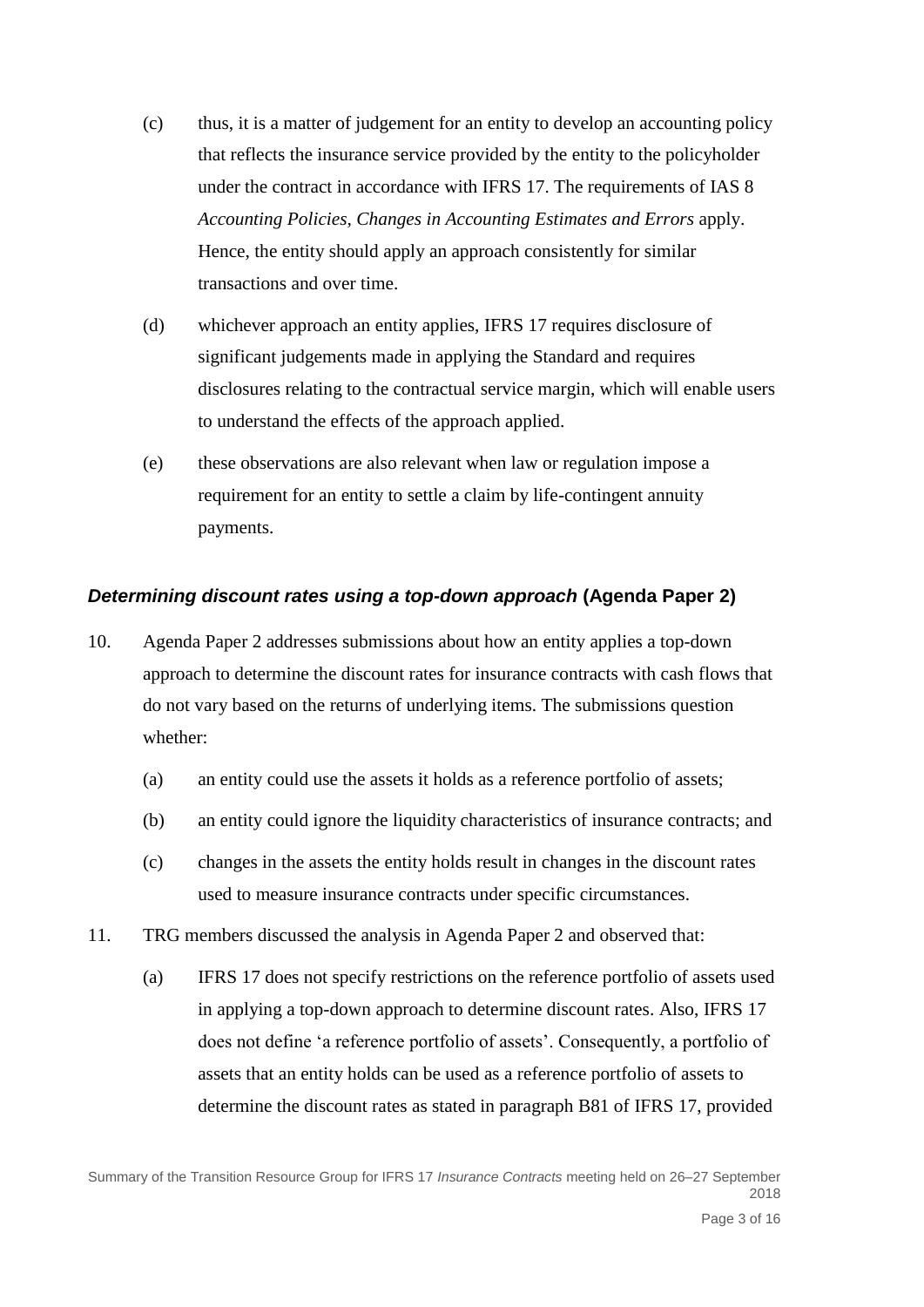(c) thus, it is a matter of judgement for an entity to develop an accounting policy that reflects the insurance service provided by the entity to the policyholder under the contract in accordance with IFRS 17. The requirements of IAS 8 *Accounting Policies, Changes in Accounting Estimates and Errors* apply. Hence, the entity should apply an approach consistently for similar transactions and over time.

(d) whichever approach an entity applies, IFRS 17 requires disclosure of significant judgements made in applying the Standard and requires disclosures relating to the contractual service margin, which will enable users to understand the effects of the approach applied.

(e) these observations are also relevant when law or regulation impose a requirement for an entity to settle a claim by life-contingent annuity payments.

### *Determining discount rates using a top-down approach* (Agenda Paper 2)

10. Agenda Paper 2 addresses submissions about how an entity applies a top-down approach to determine the discount rates for insurance contracts with cash flows that do not vary based on the returns of underlying items. The submissions question whether:

    (a) an entity could use the assets it holds as a reference portfolio of assets;

    (b) an entity could ignore the liquidity characteristics of insurance contracts; and

    (c) changes in the assets the entity holds result in changes in the discount rates used to measure insurance contracts under specific circumstances.

11. TRG members discussed the analysis in Agenda Paper 2 and observed that:

    (a) IFRS 17 does not specify restrictions on the reference portfolio of assets used in applying a top-down approach to determine discount rates. Also, IFRS 17 does not define 'a reference portfolio of assets'. Consequently, a portfolio of assets that an entity holds can be used as a reference portfolio of assets to determine the discount rates as stated in paragraph B81 of IFRS 17, provided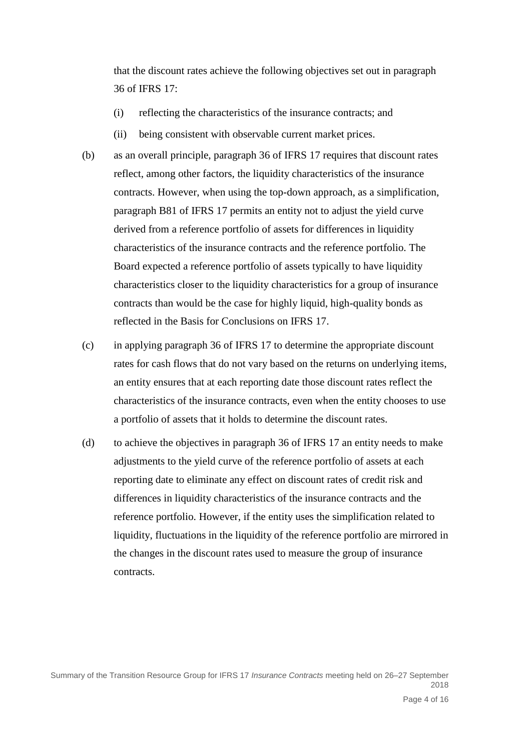that the discount rates achieve the following objectives set out in paragraph 36 of IFRS 17:

   (i) reflecting the characteristics of the insurance contracts; and

   (ii) being consistent with observable current market prices.

(b) as an overall principle, paragraph 36 of IFRS 17 requires that discount rates reflect, among other factors, the liquidity characteristics of the insurance contracts. However, when using the top-down approach, as a simplification, paragraph B81 of IFRS 17 permits an entity not to adjust the yield curve derived from a reference portfolio of assets for differences in liquidity characteristics of the insurance contracts and the reference portfolio. The Board expected a reference portfolio of assets typically to have liquidity characteristics closer to the liquidity characteristics for a group of insurance contracts than would be the case for highly liquid, high-quality bonds as reflected in the Basis for Conclusions on IFRS 17.

(c) in applying paragraph 36 of IFRS 17 to determine the appropriate discount rates for cash flows that do not vary based on the returns on underlying items, an entity ensures that at each reporting date those discount rates reflect the characteristics of the insurance contracts, even when the entity chooses to use a portfolio of assets that it holds to determine the discount rates.

(d) to achieve the objectives in paragraph 36 of IFRS 17 an entity needs to make adjustments to the yield curve of the reference portfolio of assets at each reporting date to eliminate any effect on discount rates of credit risk and differences in liquidity characteristics of the insurance contracts and the reference portfolio. However, if the entity uses the simplification related to liquidity, fluctuations in the liquidity of the reference portfolio are mirrored in the changes in the discount rates used to measure the group of insurance contracts.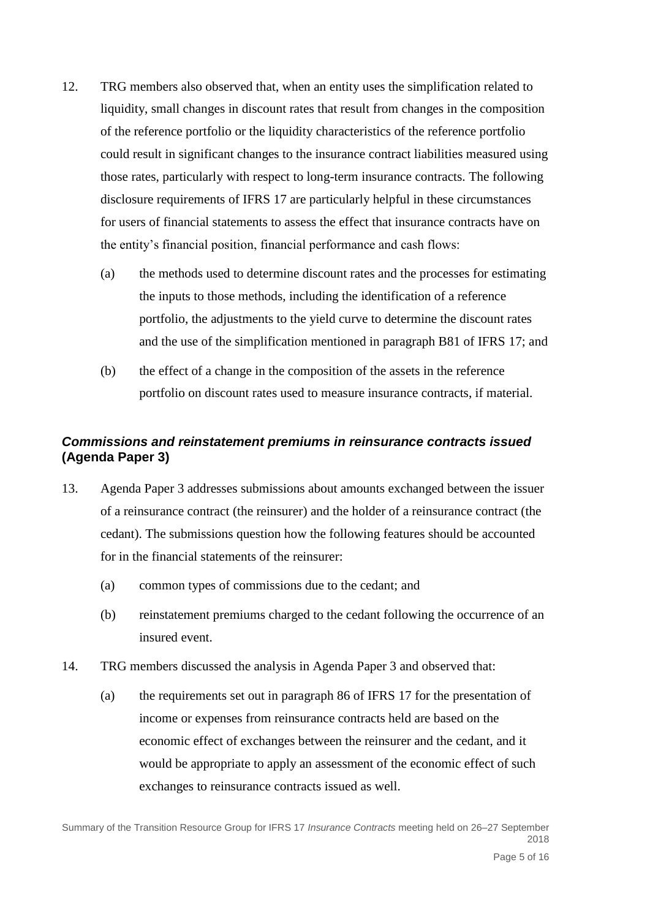12. TRG members also observed that, when an entity uses the simplification related to liquidity, small changes in discount rates that result from changes in the composition of the reference portfolio or the liquidity characteristics of the reference portfolio could result in significant changes to the insurance contract liabilities measured using those rates, particularly with respect to long-term insurance contracts. The following disclosure requirements of IFRS 17 are particularly helpful in these circumstances for users of financial statements to assess the effect that insurance contracts have on the entity's financial position, financial performance and cash flows:

    (a) the methods used to determine discount rates and the processes for estimating the inputs to those methods, including the identification of a reference portfolio, the adjustments to the yield curve to determine the discount rates and the use of the simplification mentioned in paragraph B81 of IFRS 17; and

    (b) the effect of a change in the composition of the assets in the reference portfolio on discount rates used to measure insurance contracts, if material.

### *Commissions and reinstatement premiums in reinsurance contracts issued* (Agenda Paper 3)

13. Agenda Paper 3 addresses submissions about amounts exchanged between the issuer of a reinsurance contract (the reinsurer) and the holder of a reinsurance contract (the cedant). The submissions question how the following features should be accounted for in the financial statements of the reinsurer:

    (a) common types of commissions due to the cedant; and

    (b) reinstatement premiums charged to the cedant following the occurrence of an insured event.

14. TRG members discussed the analysis in Agenda Paper 3 and observed that:

    (a) the requirements set out in paragraph 86 of IFRS 17 for the presentation of income or expenses from reinsurance contracts held are based on the economic effect of exchanges between the reinsurer and the cedant, and it would be appropriate to apply an assessment of the economic effect of such exchanges to reinsurance contracts issued as well.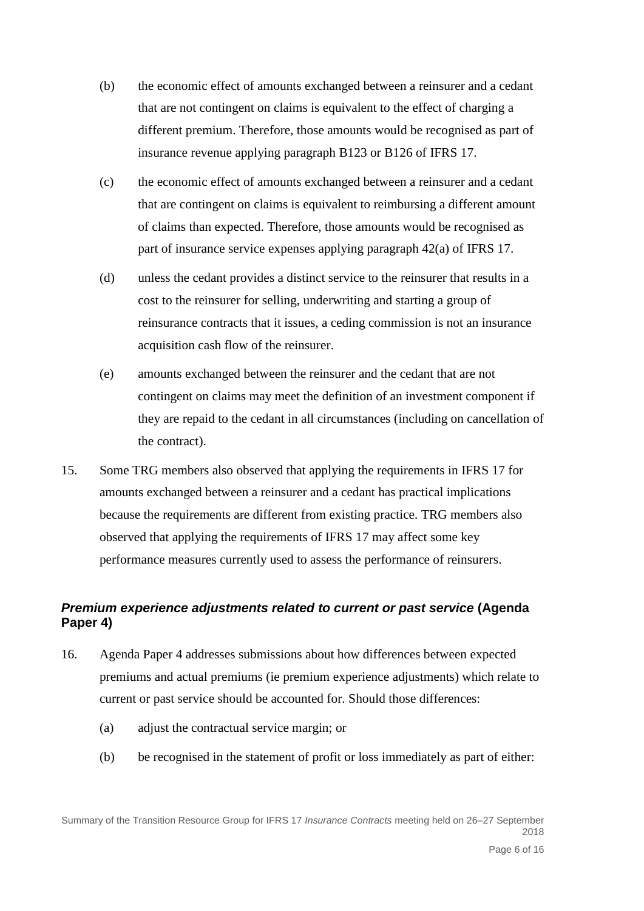(b) the economic effect of amounts exchanged between a reinsurer and a cedant that are not contingent on claims is equivalent to the effect of charging a different premium. Therefore, those amounts would be recognised as part of insurance revenue applying paragraph B123 or B126 of IFRS 17.

(c) the economic effect of amounts exchanged between a reinsurer and a cedant that are contingent on claims is equivalent to reimbursing a different amount of claims than expected. Therefore, those amounts would be recognised as part of insurance service expenses applying paragraph 42(a) of IFRS 17.

(d) unless the cedant provides a distinct service to the reinsurer that results in a cost to the reinsurer for selling, underwriting and starting a group of reinsurance contracts that it issues, a ceding commission is not an insurance acquisition cash flow of the reinsurer.

(e) amounts exchanged between the reinsurer and the cedant that are not contingent on claims may meet the definition of an investment component if they are repaid to the cedant in all circumstances (including on cancellation of the contract).

15. Some TRG members also observed that applying the requirements in IFRS 17 for amounts exchanged between a reinsurer and a cedant has practical implications because the requirements are different from existing practice. TRG members also observed that applying the requirements of IFRS 17 may affect some key performance measures currently used to assess the performance of reinsurers.

### *Premium experience adjustments related to current or past service* (Agenda Paper 4)

16. Agenda Paper 4 addresses submissions about how differences between expected premiums and actual premiums (ie premium experience adjustments) which relate to current or past service should be accounted for. Should those differences:

(a) adjust the contractual service margin; or

(b) be recognised in the statement of profit or loss immediately as part of either: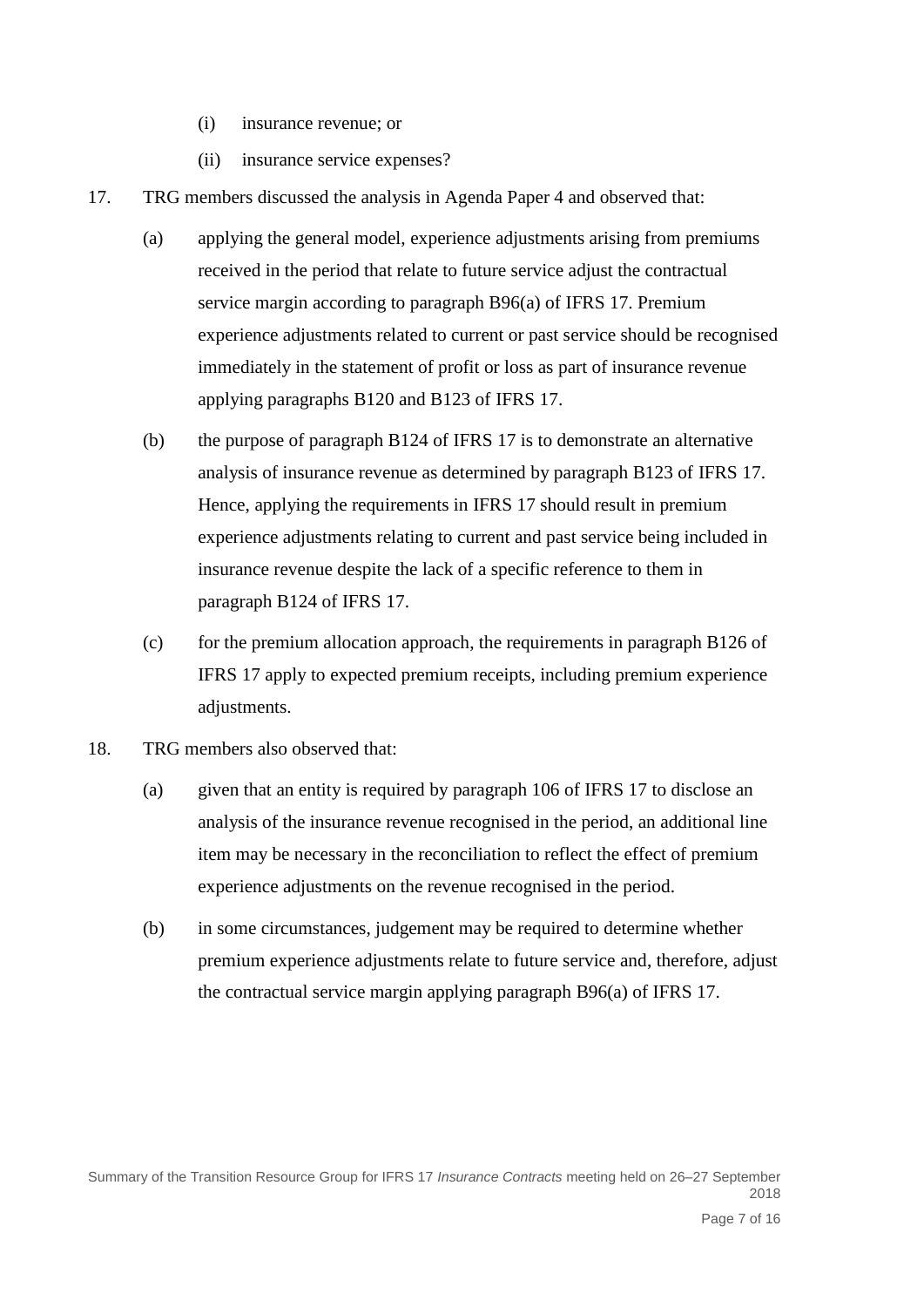(i) insurance revenue; or

(ii) insurance service expenses?

17. TRG members discussed the analysis in Agenda Paper 4 and observed that:

   (a) applying the general model, experience adjustments arising from premiums received in the period that relate to future service adjust the contractual service margin according to paragraph B96(a) of IFRS 17. Premium experience adjustments related to current or past service should be recognised immediately in the statement of profit or loss as part of insurance revenue applying paragraphs B120 and B123 of IFRS 17.

   (b) the purpose of paragraph B124 of IFRS 17 is to demonstrate an alternative analysis of insurance revenue as determined by paragraph B123 of IFRS 17. Hence, applying the requirements in IFRS 17 should result in premium experience adjustments relating to current and past service being included in insurance revenue despite the lack of a specific reference to them in paragraph B124 of IFRS 17.

   (c) for the premium allocation approach, the requirements in paragraph B126 of IFRS 17 apply to expected premium receipts, including premium experience adjustments.

18. TRG members also observed that:

   (a) given that an entity is required by paragraph 106 of IFRS 17 to disclose an analysis of the insurance revenue recognised in the period, an additional line item may be necessary in the reconciliation to reflect the effect of premium experience adjustments on the revenue recognised in the period.

   (b) in some circumstances, judgement may be required to determine whether premium experience adjustments relate to future service and, therefore, adjust the contractual service margin applying paragraph B96(a) of IFRS 17.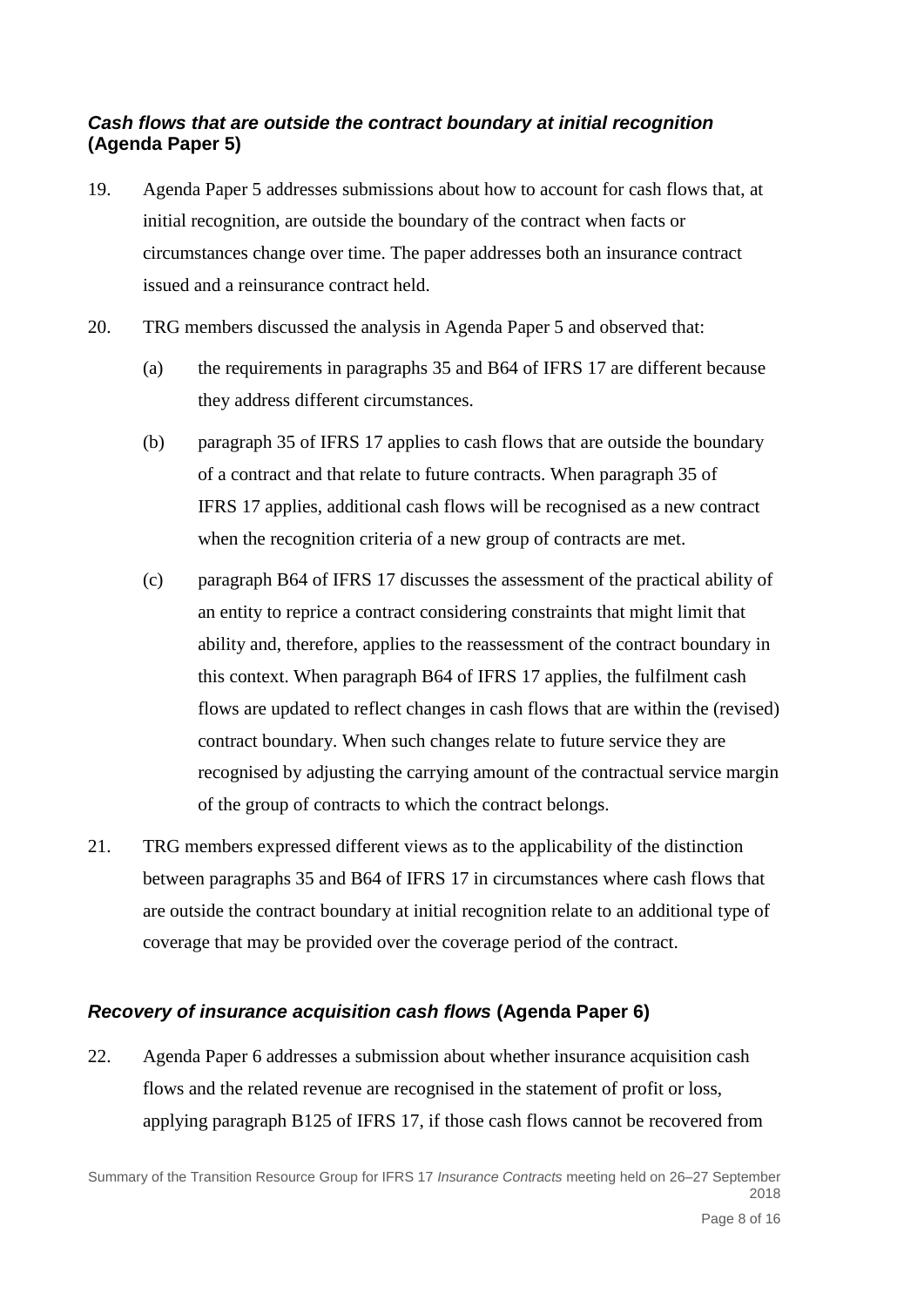### *Cash flows that are outside the contract boundary at initial recognition* (Agenda Paper 5)

19. Agenda Paper 5 addresses submissions about how to account for cash flows that, at initial recognition, are outside the boundary of the contract when facts or circumstances change over time. The paper addresses both an insurance contract issued and a reinsurance contract held.

20. TRG members discussed the analysis in Agenda Paper 5 and observed that:

    (a) the requirements in paragraphs 35 and B64 of IFRS 17 are different because they address different circumstances.

    (b) paragraph 35 of IFRS 17 applies to cash flows that are outside the boundary of a contract and that relate to future contracts. When paragraph 35 of IFRS 17 applies, additional cash flows will be recognised as a new contract when the recognition criteria of a new group of contracts are met.

    (c) paragraph B64 of IFRS 17 discusses the assessment of the practical ability of an entity to reprice a contract considering constraints that might limit that ability and, therefore, applies to the reassessment of the contract boundary in this context. When paragraph B64 of IFRS 17 applies, the fulfilment cash flows are updated to reflect changes in cash flows that are within the (revised) contract boundary. When such changes relate to future service they are recognised by adjusting the carrying amount of the contractual service margin of the group of contracts to which the contract belongs.

21. TRG members expressed different views as to the applicability of the distinction between paragraphs 35 and B64 of IFRS 17 in circumstances where cash flows that are outside the contract boundary at initial recognition relate to an additional type of coverage that may be provided over the coverage period of the contract.

### *Recovery of insurance acquisition cash flows* (Agenda Paper 6)

22. Agenda Paper 6 addresses a submission about whether insurance acquisition cash flows and the related revenue are recognised in the statement of profit or loss, applying paragraph B125 of IFRS 17, if those cash flows cannot be recovered from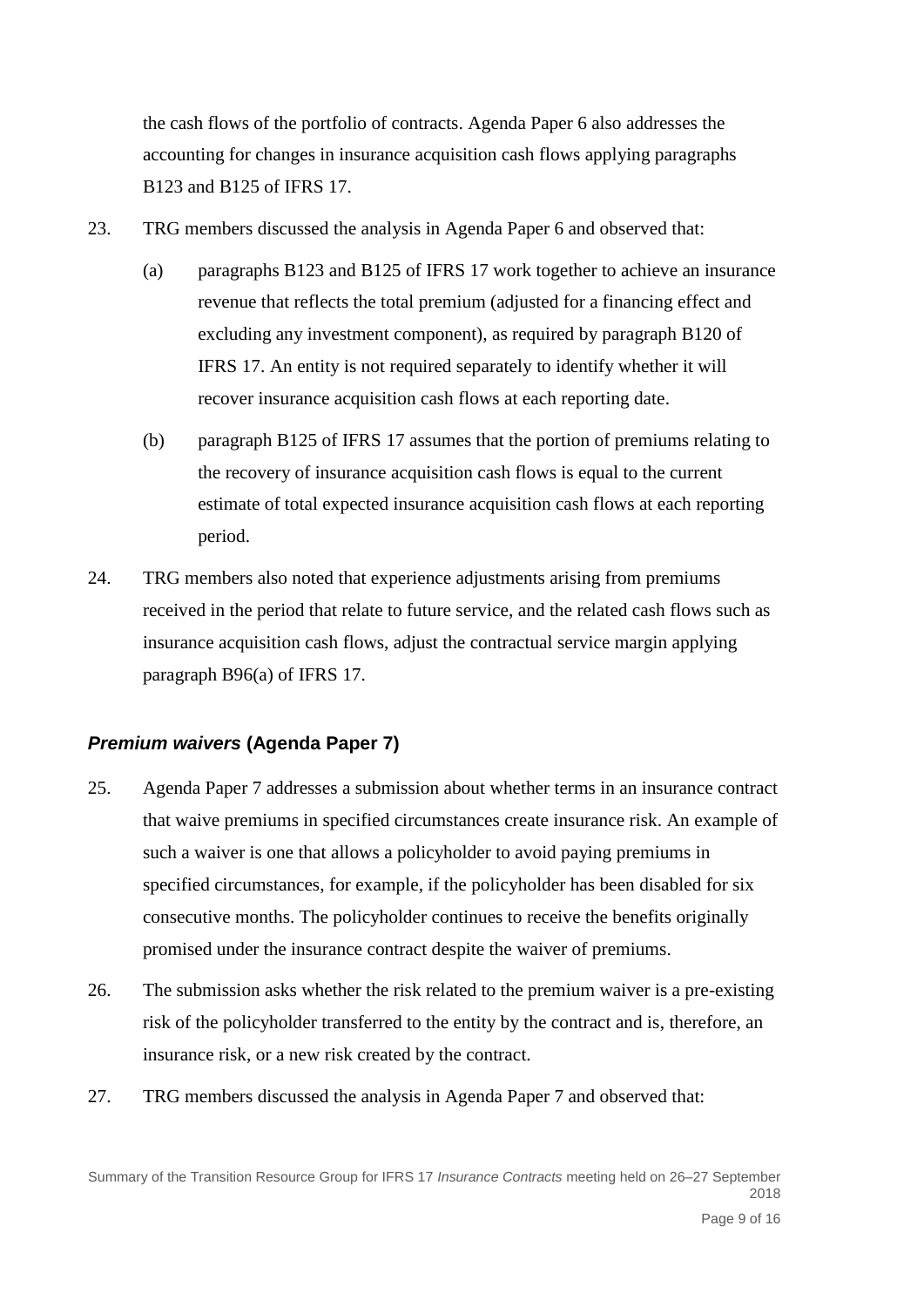the cash flows of the portfolio of contracts. Agenda Paper 6 also addresses the accounting for changes in insurance acquisition cash flows applying paragraphs B123 and B125 of IFRS 17.

23. TRG members discussed the analysis in Agenda Paper 6 and observed that:

    (a) paragraphs B123 and B125 of IFRS 17 work together to achieve an insurance revenue that reflects the total premium (adjusted for a financing effect and excluding any investment component), as required by paragraph B120 of IFRS 17. An entity is not required separately to identify whether it will recover insurance acquisition cash flows at each reporting date.

    (b) paragraph B125 of IFRS 17 assumes that the portion of premiums relating to the recovery of insurance acquisition cash flows is equal to the current estimate of total expected insurance acquisition cash flows at each reporting period.

24. TRG members also noted that experience adjustments arising from premiums received in the period that relate to future service, and the related cash flows such as insurance acquisition cash flows, adjust the contractual service margin applying paragraph B96(a) of IFRS 17.

### *Premium waivers* (Agenda Paper 7)

25. Agenda Paper 7 addresses a submission about whether terms in an insurance contract that waive premiums in specified circumstances create insurance risk. An example of such a waiver is one that allows a policyholder to avoid paying premiums in specified circumstances, for example, if the policyholder has been disabled for six consecutive months. The policyholder continues to receive the benefits originally promised under the insurance contract despite the waiver of premiums.

26. The submission asks whether the risk related to the premium waiver is a pre-existing risk of the policyholder transferred to the entity by the contract and is, therefore, an insurance risk, or a new risk created by the contract.

27. TRG members discussed the analysis in Agenda Paper 7 and observed that: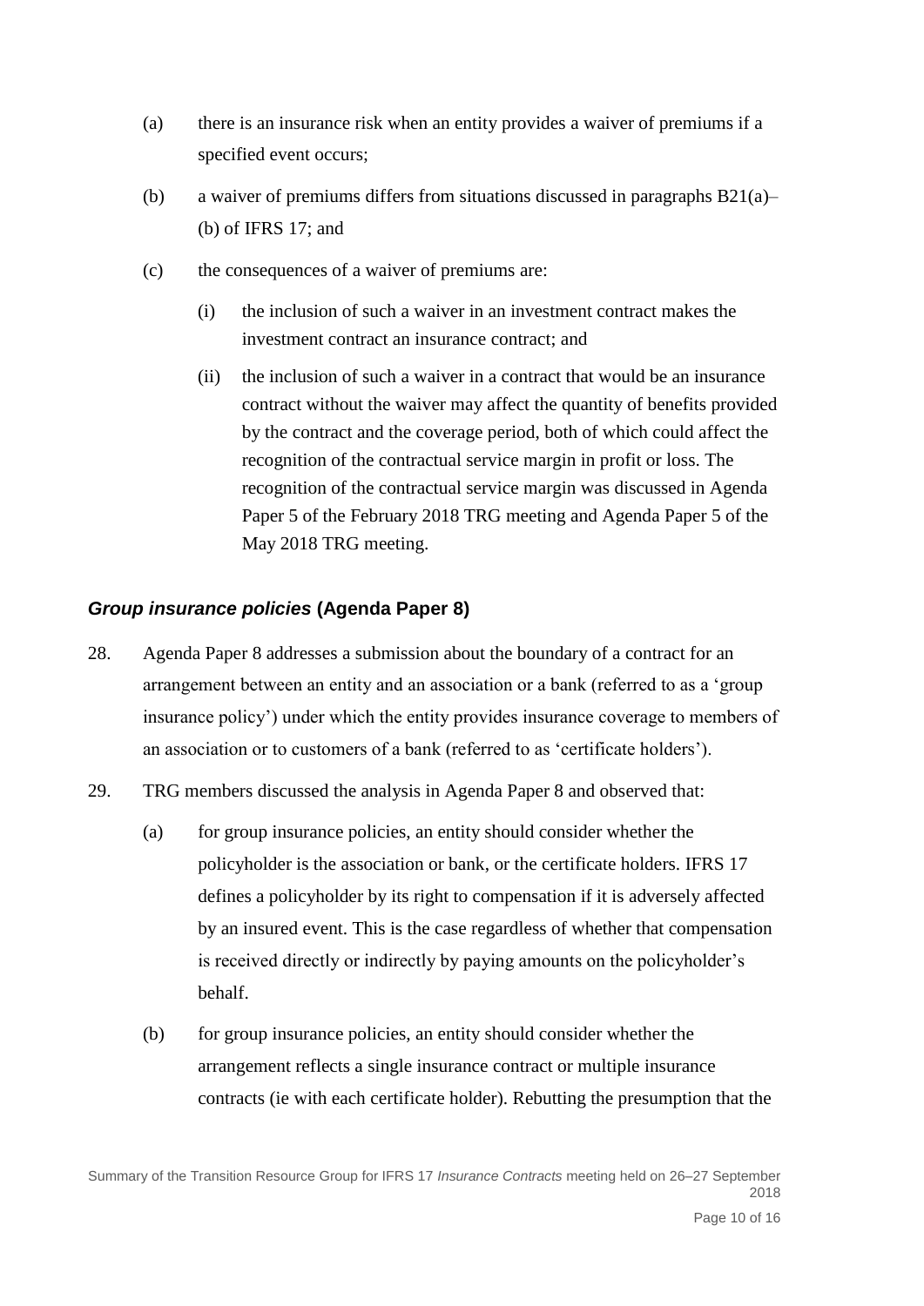(a) there is an insurance risk when an entity provides a waiver of premiums if a specified event occurs;

(b) a waiver of premiums differs from situations discussed in paragraphs B21(a)–(b) of IFRS 17; and

(c) the consequences of a waiver of premiums are:

  (i) the inclusion of such a waiver in an investment contract makes the investment contract an insurance contract; and

  (ii) the inclusion of such a waiver in a contract that would be an insurance contract without the waiver may affect the quantity of benefits provided by the contract and the coverage period, both of which could affect the recognition of the contractual service margin in profit or loss. The recognition of the contractual service margin was discussed in Agenda Paper 5 of the February 2018 TRG meeting and Agenda Paper 5 of the May 2018 TRG meeting.

### *Group insurance policies* (Agenda Paper 8)

28. Agenda Paper 8 addresses a submission about the boundary of a contract for an arrangement between an entity and an association or a bank (referred to as a 'group insurance policy') under which the entity provides insurance coverage to members of an association or to customers of a bank (referred to as 'certificate holders').

29. TRG members discussed the analysis in Agenda Paper 8 and observed that:

  (a) for group insurance policies, an entity should consider whether the policyholder is the association or bank, or the certificate holders. IFRS 17 defines a policyholder by its right to compensation if it is adversely affected by an insured event. This is the case regardless of whether that compensation is received directly or indirectly by paying amounts on the policyholder's behalf.

  (b) for group insurance policies, an entity should consider whether the arrangement reflects a single insurance contract or multiple insurance contracts (ie with each certificate holder). Rebutting the presumption that the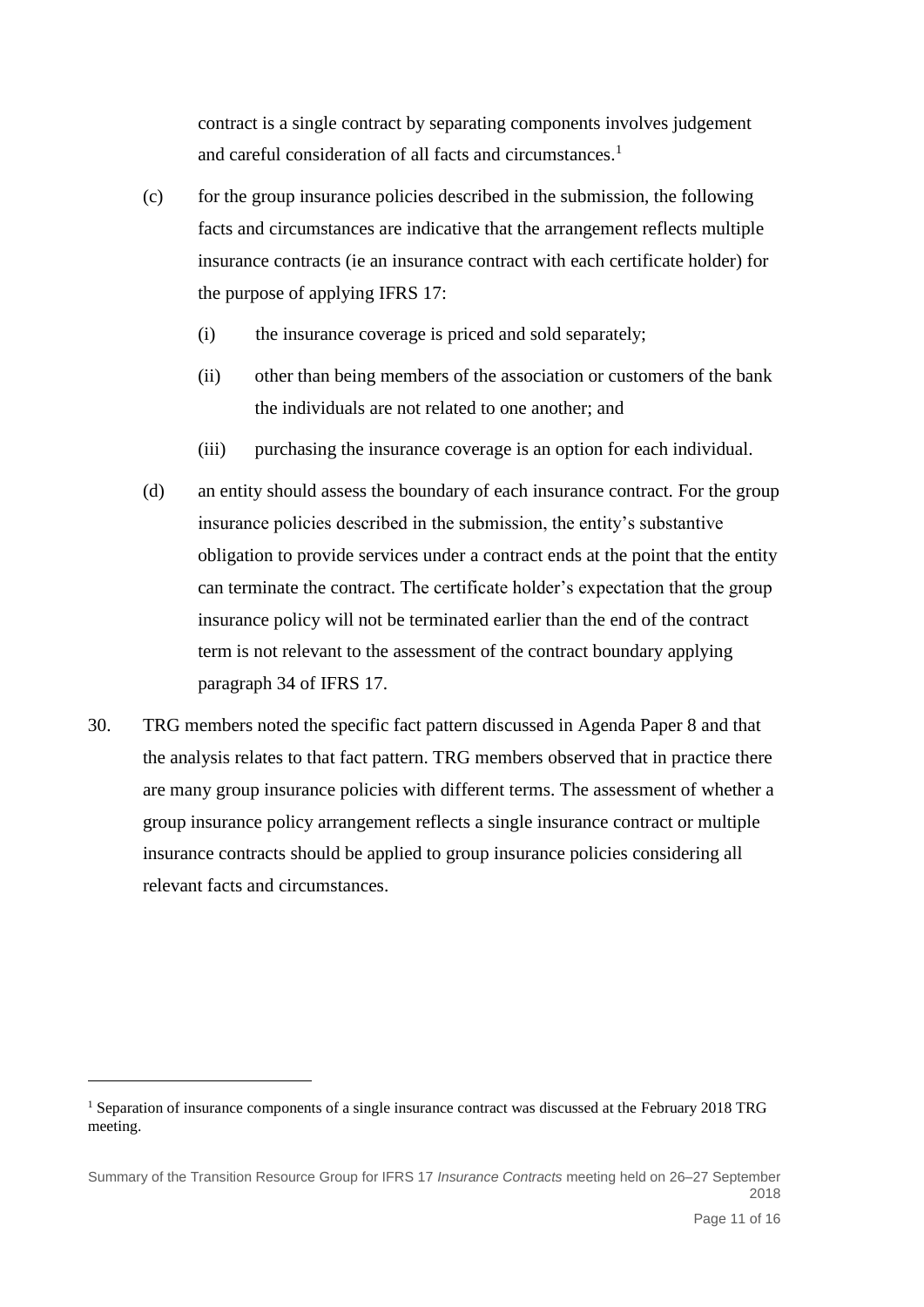contract is a single contract by separating components involves judgement and careful consideration of all facts and circumstances.[1]

(c) for the group insurance policies described in the submission, the following facts and circumstances are indicative that the arrangement reflects multiple insurance contracts (ie an insurance contract with each certificate holder) for the purpose of applying IFRS 17:

  (i) the insurance coverage is priced and sold separately;

  (ii) other than being members of the association or customers of the bank the individuals are not related to one another; and

  (iii) purchasing the insurance coverage is an option for each individual.

(d) an entity should assess the boundary of each insurance contract. For the group insurance policies described in the submission, the entity's substantive obligation to provide services under a contract ends at the point that the entity can terminate the contract. The certificate holder's expectation that the group insurance policy will not be terminated earlier than the end of the contract term is not relevant to the assessment of the contract boundary applying paragraph 34 of IFRS 17.

30. TRG members noted the specific fact pattern discussed in Agenda Paper 8 and that the analysis relates to that fact pattern. TRG members observed that in practice there are many group insurance policies with different terms. The assessment of whether a group insurance policy arrangement reflects a single insurance contract or multiple insurance contracts should be applied to group insurance policies considering all relevant facts and circumstances.

[1] Separation of insurance components of a single insurance contract was discussed at the February 2018 TRG meeting.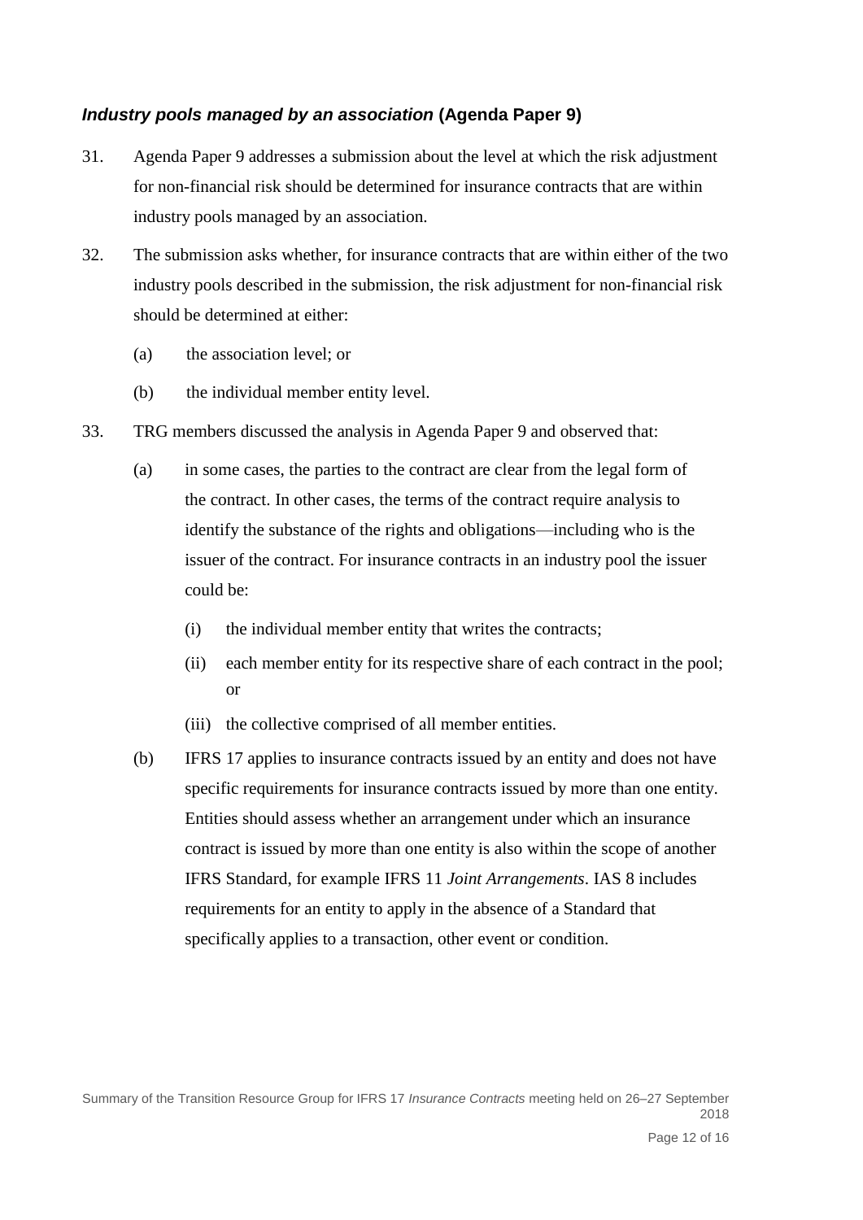### *Industry pools managed by an association* (Agenda Paper 9)

31. Agenda Paper 9 addresses a submission about the level at which the risk adjustment for non-financial risk should be determined for insurance contracts that are within industry pools managed by an association.

32. The submission asks whether, for insurance contracts that are within either of the two industry pools described in the submission, the risk adjustment for non-financial risk should be determined at either:

    (a) the association level; or

    (b) the individual member entity level.

33. TRG members discussed the analysis in Agenda Paper 9 and observed that:

    (a) in some cases, the parties to the contract are clear from the legal form of the contract. In other cases, the terms of the contract require analysis to identify the substance of the rights and obligations—including who is the issuer of the contract. For insurance contracts in an industry pool the issuer could be:

        (i) the individual member entity that writes the contracts;

        (ii) each member entity for its respective share of each contract in the pool; or

        (iii) the collective comprised of all member entities.

    (b) IFRS 17 applies to insurance contracts issued by an entity and does not have specific requirements for insurance contracts issued by more than one entity. Entities should assess whether an arrangement under which an insurance contract is issued by more than one entity is also within the scope of another IFRS Standard, for example IFRS 11 *Joint Arrangements*. IAS 8 includes requirements for an entity to apply in the absence of a Standard that specifically applies to a transaction, other event or condition.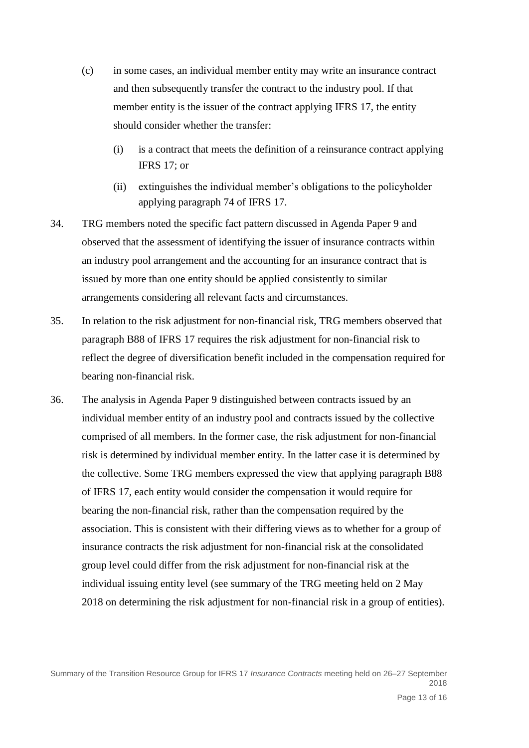(c) in some cases, an individual member entity may write an insurance contract and then subsequently transfer the contract to the industry pool. If that member entity is the issuer of the contract applying IFRS 17, the entity should consider whether the transfer:

   (i) is a contract that meets the definition of a reinsurance contract applying IFRS 17; or

   (ii) extinguishes the individual member's obligations to the policyholder applying paragraph 74 of IFRS 17.

34. TRG members noted the specific fact pattern discussed in Agenda Paper 9 and observed that the assessment of identifying the issuer of insurance contracts within an industry pool arrangement and the accounting for an insurance contract that is issued by more than one entity should be applied consistently to similar arrangements considering all relevant facts and circumstances.

35. In relation to the risk adjustment for non-financial risk, TRG members observed that paragraph B88 of IFRS 17 requires the risk adjustment for non-financial risk to reflect the degree of diversification benefit included in the compensation required for bearing non-financial risk.

36. The analysis in Agenda Paper 9 distinguished between contracts issued by an individual member entity of an industry pool and contracts issued by the collective comprised of all members. In the former case, the risk adjustment for non-financial risk is determined by individual member entity. In the latter case it is determined by the collective. Some TRG members expressed the view that applying paragraph B88 of IFRS 17, each entity would consider the compensation it would require for bearing the non-financial risk, rather than the compensation required by the association. This is consistent with their differing views as to whether for a group of insurance contracts the risk adjustment for non-financial risk at the consolidated group level could differ from the risk adjustment for non-financial risk at the individual issuing entity level (see summary of the TRG meeting held on 2 May 2018 on determining the risk adjustment for non-financial risk in a group of entities).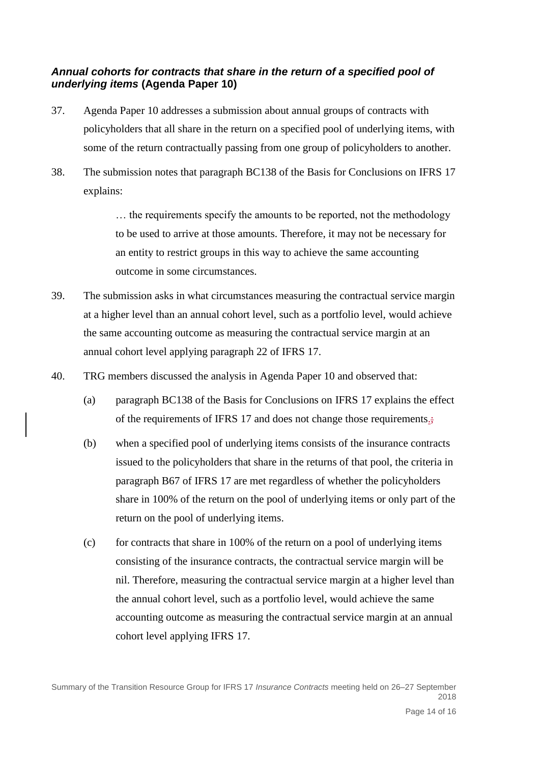### *Annual cohorts for contracts that share in the return of a specified pool of underlying items* (Agenda Paper 10)

37. Agenda Paper 10 addresses a submission about annual groups of contracts with policyholders that all share in the return on a specified pool of underlying items, with some of the return contractually passing from one group of policyholders to another.

38. The submission notes that paragraph BC138 of the Basis for Conclusions on IFRS 17 explains:

> … the requirements specify the amounts to be reported, not the methodology to be used to arrive at those amounts. Therefore, it may not be necessary for an entity to restrict groups in this way to achieve the same accounting outcome in some circumstances.

39. The submission asks in what circumstances measuring the contractual service margin at a higher level than an annual cohort level, such as a portfolio level, would achieve the same accounting outcome as measuring the contractual service margin at an annual cohort level applying paragraph 22 of IFRS 17.

40. TRG members discussed the analysis in Agenda Paper 10 and observed that:

    (a) paragraph BC138 of the Basis for Conclusions on IFRS 17 explains the effect of the requirements of IFRS 17 and does not change those requirements.;

    (b) when a specified pool of underlying items consists of the insurance contracts issued to the policyholders that share in the returns of that pool, the criteria in paragraph B67 of IFRS 17 are met regardless of whether the policyholders share in 100% of the return on the pool of underlying items or only part of the return on the pool of underlying items.

    (c) for contracts that share in 100% of the return on a pool of underlying items consisting of the insurance contracts, the contractual service margin will be nil. Therefore, measuring the contractual service margin at a higher level than the annual cohort level, such as a portfolio level, would achieve the same accounting outcome as measuring the contractual service margin at an annual cohort level applying IFRS 17.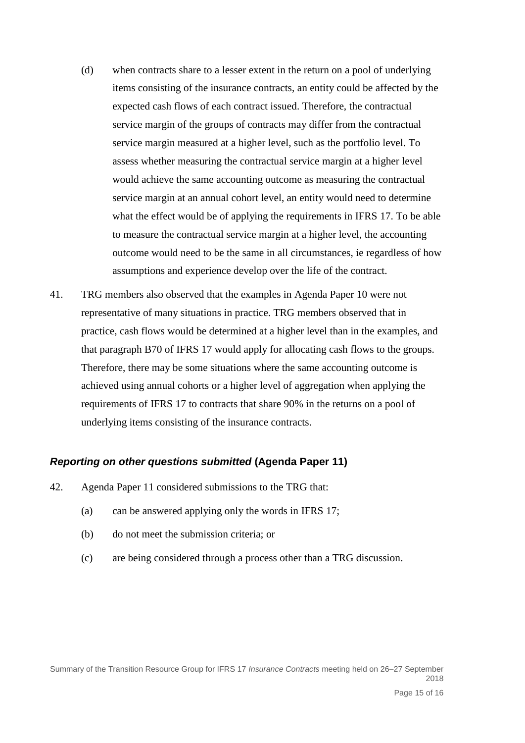(d) when contracts share to a lesser extent in the return on a pool of underlying items consisting of the insurance contracts, an entity could be affected by the expected cash flows of each contract issued. Therefore, the contractual service margin of the groups of contracts may differ from the contractual service margin measured at a higher level, such as the portfolio level. To assess whether measuring the contractual service margin at a higher level would achieve the same accounting outcome as measuring the contractual service margin at an annual cohort level, an entity would need to determine what the effect would be of applying the requirements in IFRS 17. To be able to measure the contractual service margin at a higher level, the accounting outcome would need to be the same in all circumstances, ie regardless of how assumptions and experience develop over the life of the contract.

41. TRG members also observed that the examples in Agenda Paper 10 were not representative of many situations in practice. TRG members observed that in practice, cash flows would be determined at a higher level than in the examples, and that paragraph B70 of IFRS 17 would apply for allocating cash flows to the groups. Therefore, there may be some situations where the same accounting outcome is achieved using annual cohorts or a higher level of aggregation when applying the requirements of IFRS 17 to contracts that share 90% in the returns on a pool of underlying items consisting of the insurance contracts.

### *Reporting on other questions submitted* (Agenda Paper 11)

42. Agenda Paper 11 considered submissions to the TRG that:

    (a) can be answered applying only the words in IFRS 17;

    (b) do not meet the submission criteria; or

    (c) are being considered through a process other than a TRG discussion.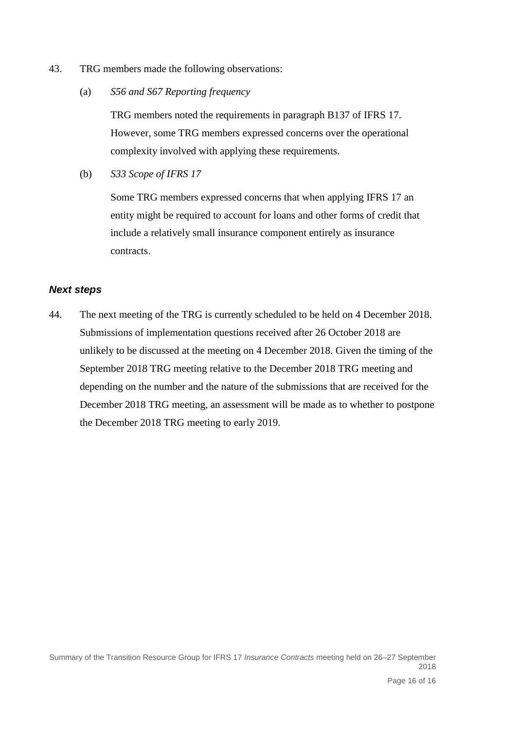43. TRG members made the following observations:

   (a) *S56 and S67 Reporting frequency*

   TRG members noted the requirements in paragraph B137 of IFRS 17. However, some TRG members expressed concerns over the operational complexity involved with applying these requirements.

   (b) *S33 Scope of IFRS 17*

   Some TRG members expressed concerns that when applying IFRS 17 an entity might be required to account for loans and other forms of credit that include a relatively small insurance component entirely as insurance contracts.

### *Next steps*

44. The next meeting of the TRG is currently scheduled to be held on 4 December 2018. Submissions of implementation questions received after 26 October 2018 are unlikely to be discussed at the meeting on 4 December 2018. Given the timing of the September 2018 TRG meeting relative to the December 2018 TRG meeting and depending on the number and the nature of the submissions that are received for the December 2018 TRG meeting, an assessment will be made as to whether to postpone the December 2018 TRG meeting to early 2019.